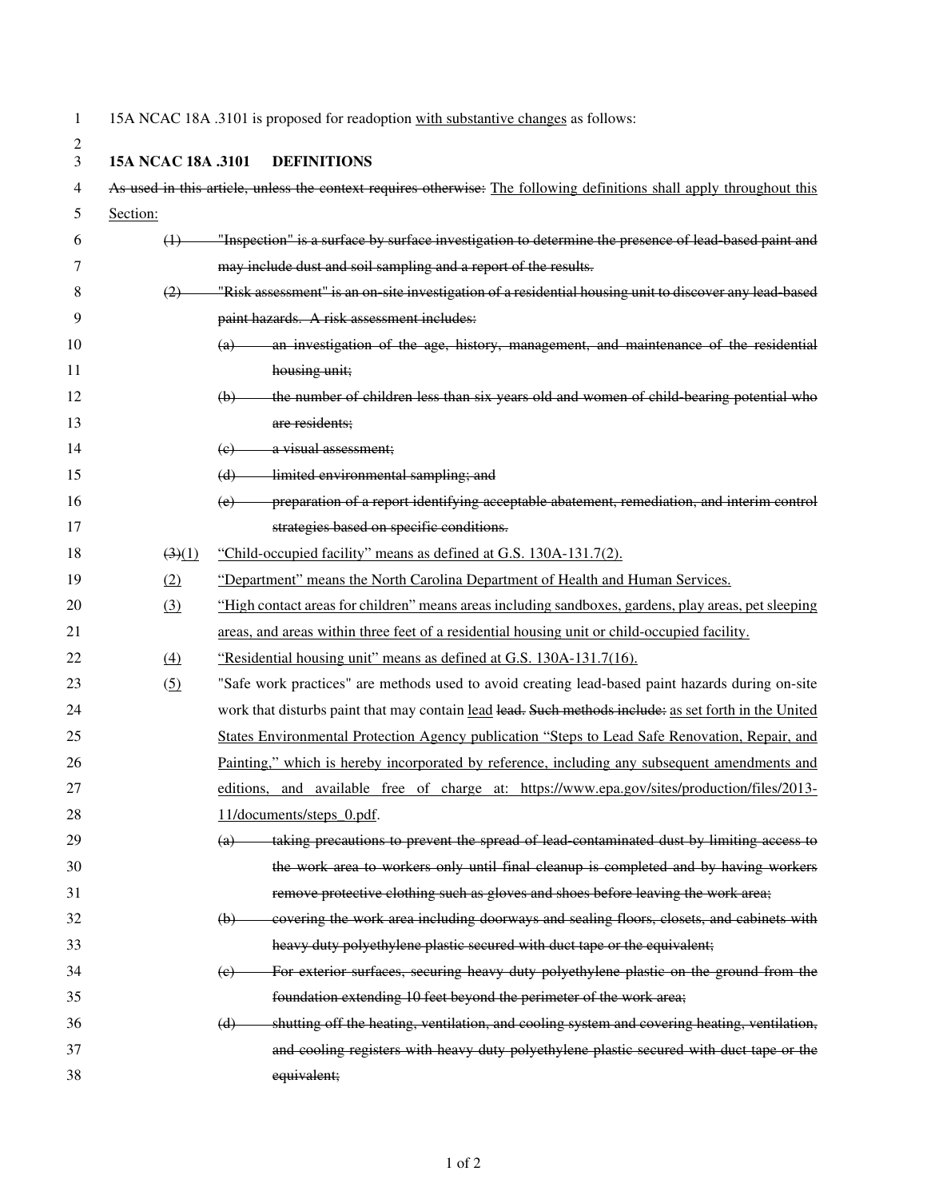15A NCAC 18A .3101 is proposed for readoption with substantive changes as follows:

**15A NCAC 18A .3101 DEFINITIONS**

~~As used in this article, unless the context requires otherwise:~~ The following definitions shall apply throughout this Section:

~~(1) "Inspection" is a surface by surface investigation to determine the presence of lead-based paint and may include dust and soil sampling and a report of the results.~~

~~(2) "Risk assessment" is an on-site investigation of a residential housing unit to discover any lead-based paint hazards. A risk assessment includes:~~

~~(a) an investigation of the age, history, management, and maintenance of the residential housing unit;~~

~~(b) the number of children less than six years old and women of child-bearing potential who are residents;~~

~~(c) a visual assessment;~~

~~(d) limited environmental sampling; and~~

~~(e) preparation of a report identifying acceptable abatement, remediation, and interim control strategies based on specific conditions.~~

~~(3)~~(1) "Child-occupied facility" means as defined at G.S. 130A-131.7(2).

(2) "Department" means the North Carolina Department of Health and Human Services.

(3) "High contact areas for children" means areas including sandboxes, gardens, play areas, pet sleeping areas, and areas within three feet of a residential housing unit or child-occupied facility.

(4) "Residential housing unit" means as defined at G.S. 130A-131.7(16).

(5) "Safe work practices" are methods used to avoid creating lead-based paint hazards during on-site work that disturbs paint that may contain lead ~~lead. Such methods include:~~ as set forth in the United States Environmental Protection Agency publication "Steps to Lead Safe Renovation, Repair, and Painting," which is hereby incorporated by reference, including any subsequent amendments and editions, and available free of charge at: https://www.epa.gov/sites/production/files/2013-11/documents/steps_0.pdf.

~~(a) taking precautions to prevent the spread of lead-contaminated dust by limiting access to the work area to workers only until final cleanup is completed and by having workers remove protective clothing such as gloves and shoes before leaving the work area;~~

~~(b) covering the work area including doorways and sealing floors, closets, and cabinets with heavy duty polyethylene plastic secured with duct tape or the equivalent;~~

~~(c) For exterior surfaces, securing heavy duty polyethylene plastic on the ground from the foundation extending 10 feet beyond the perimeter of the work area;~~

~~(d) shutting off the heating, ventilation, and cooling system and covering heating, ventilation, and cooling registers with heavy duty polyethylene plastic secured with duct tape or the equivalent;~~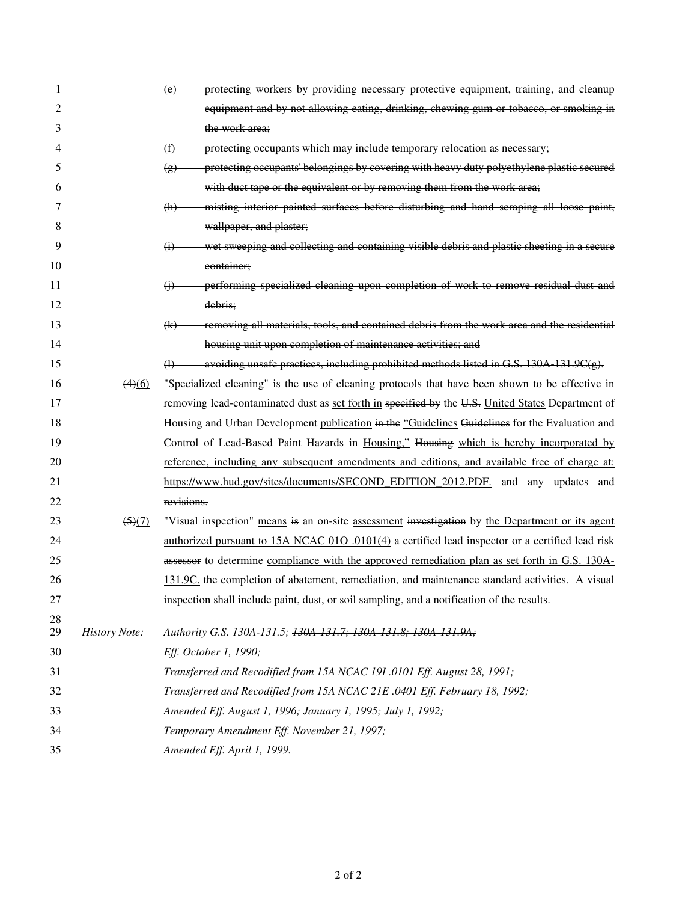~~(e) protecting workers by providing necessary protective equipment, training, and cleanup equipment and by not allowing eating, drinking, chewing gum or tobacco, or smoking in the work area;~~

~~(f) protecting occupants which may include temporary relocation as necessary;~~

~~(g) protecting occupants' belongings by covering with heavy duty polyethylene plastic secured with duct tape or the equivalent or by removing them from the work area;~~

~~(h) misting interior painted surfaces before disturbing and hand scraping all loose paint, wallpaper, and plaster;~~

~~(i) wet sweeping and collecting and containing visible debris and plastic sheeting in a secure container;~~

~~(j) performing specialized cleaning upon completion of work to remove residual dust and debris;~~

~~(k) removing all materials, tools, and contained debris from the work area and the residential housing unit upon completion of maintenance activities; and~~

~~(l) avoiding unsafe practices, including prohibited methods listed in G.S. 130A-131.9C(g).~~

~~(4)~~<u>(6)</u> "Specialized cleaning" is the use of cleaning protocols that have been shown to be effective in removing lead-contaminated dust as <u>set forth in</u> ~~specified by~~ the ~~U.S.~~ <u>United States</u> Department of Housing and Urban Development <u>publication</u> ~~in the~~ <u>"Guidelines</u> ~~Guidelines~~ for the Evaluation and Control of Lead-Based Paint Hazards in <u>Housing,"</u> ~~Housing~~ <u>which is hereby incorporated by reference, including any subsequent amendments and editions, and available free of charge at: https://www.hud.gov/sites/documents/SECOND_EDITION_2012.PDF.</u> ~~and any updates and revisions.~~

~~(5)~~<u>(7)</u> "Visual inspection" <u>means</u> ~~is~~ an on-site <u>assessment</u> ~~investigation~~ by <u>the Department or its agent authorized pursuant to 15A NCAC 01O .0101(4)</u> ~~a certified lead inspector or a certified lead risk assessor~~ to determine <u>compliance with the approved remediation plan as set forth in G.S. 130A-131.9C.</u> ~~the completion of abatement, remediation, and maintenance standard activities. A visual inspection shall include paint, dust, or soil sampling, and a notification of the results.~~

*History Note:* *Authority G.S. 130A-131.5;* ~~*130A-131.7; 130A-131.8; 130A-131.9A;*~~
*Eff. October 1, 1990;*
*Transferred and Recodified from 15A NCAC 19I .0101 Eff. August 28, 1991;*
*Transferred and Recodified from 15A NCAC 21E .0401 Eff. February 18, 1992;*
*Amended Eff. August 1, 1996; January 1, 1995; July 1, 1992;*
*Temporary Amendment Eff. November 21, 1997;*
*Amended Eff. April 1, 1999.*